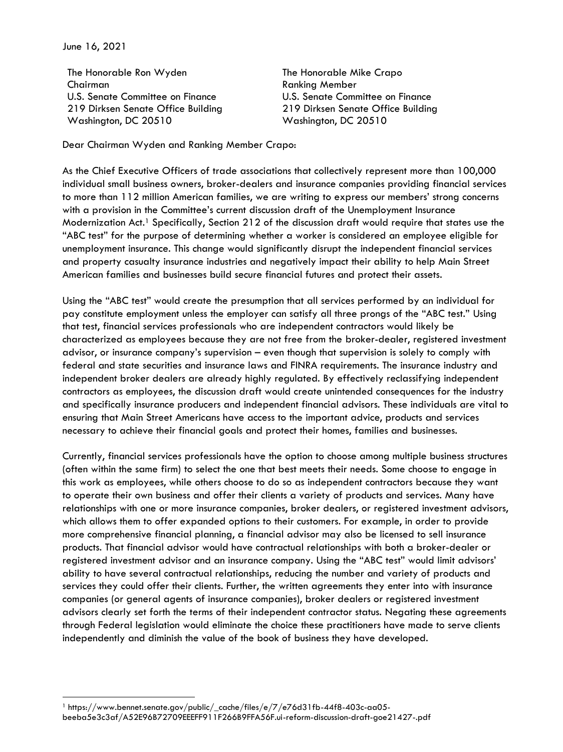June 16, 2021

The Honorable Ron Wyden
Chairman
U.S. Senate Committee on Finance
219 Dirksen Senate Office Building
Washington, DC 20510

The Honorable Mike Crapo
Ranking Member
U.S. Senate Committee on Finance
219 Dirksen Senate Office Building
Washington, DC 20510

Dear Chairman Wyden and Ranking Member Crapo:

As the Chief Executive Officers of trade associations that collectively represent more than 100,000 individual small business owners, broker-dealers and insurance companies providing financial services to more than 112 million American families, we are writing to express our members' strong concerns with a provision in the Committee's current discussion draft of the Unemployment Insurance Modernization Act.[1] Specifically, Section 212 of the discussion draft would require that states use the "ABC test" for the purpose of determining whether a worker is considered an employee eligible for unemployment insurance. This change would significantly disrupt the independent financial services and property casualty insurance industries and negatively impact their ability to help Main Street American families and businesses build secure financial futures and protect their assets.

Using the "ABC test" would create the presumption that all services performed by an individual for pay constitute employment unless the employer can satisfy all three prongs of the "ABC test." Using that test, financial services professionals who are independent contractors would likely be characterized as employees because they are not free from the broker-dealer, registered investment advisor, or insurance company's supervision – even though that supervision is solely to comply with federal and state securities and insurance laws and FINRA requirements. The insurance industry and independent broker dealers are already highly regulated. By effectively reclassifying independent contractors as employees, the discussion draft would create unintended consequences for the industry and specifically insurance producers and independent financial advisors. These individuals are vital to ensuring that Main Street Americans have access to the important advice, products and services necessary to achieve their financial goals and protect their homes, families and businesses.

Currently, financial services professionals have the option to choose among multiple business structures (often within the same firm) to select the one that best meets their needs. Some choose to engage in this work as employees, while others choose to do so as independent contractors because they want to operate their own business and offer their clients a variety of products and services. Many have relationships with one or more insurance companies, broker dealers, or registered investment advisors, which allows them to offer expanded options to their customers. For example, in order to provide more comprehensive financial planning, a financial advisor may also be licensed to sell insurance products. That financial advisor would have contractual relationships with both a broker-dealer or registered investment advisor and an insurance company. Using the "ABC test" would limit advisors' ability to have several contractual relationships, reducing the number and variety of products and services they could offer their clients. Further, the written agreements they enter into with insurance companies (or general agents of insurance companies), broker dealers or registered investment advisors clearly set forth the terms of their independent contractor status. Negating these agreements through Federal legislation would eliminate the choice these practitioners have made to serve clients independently and diminish the value of the book of business they have developed.

---

[1] https://www.bennet.senate.gov/public/_cache/files/e/7/e76d31fb-44f8-403c-aa05-beeba5e3c3af/A52E96B72709EEEFF911F266B9FFA56F.ui-reform-discussion-draft-goe21427-.pdf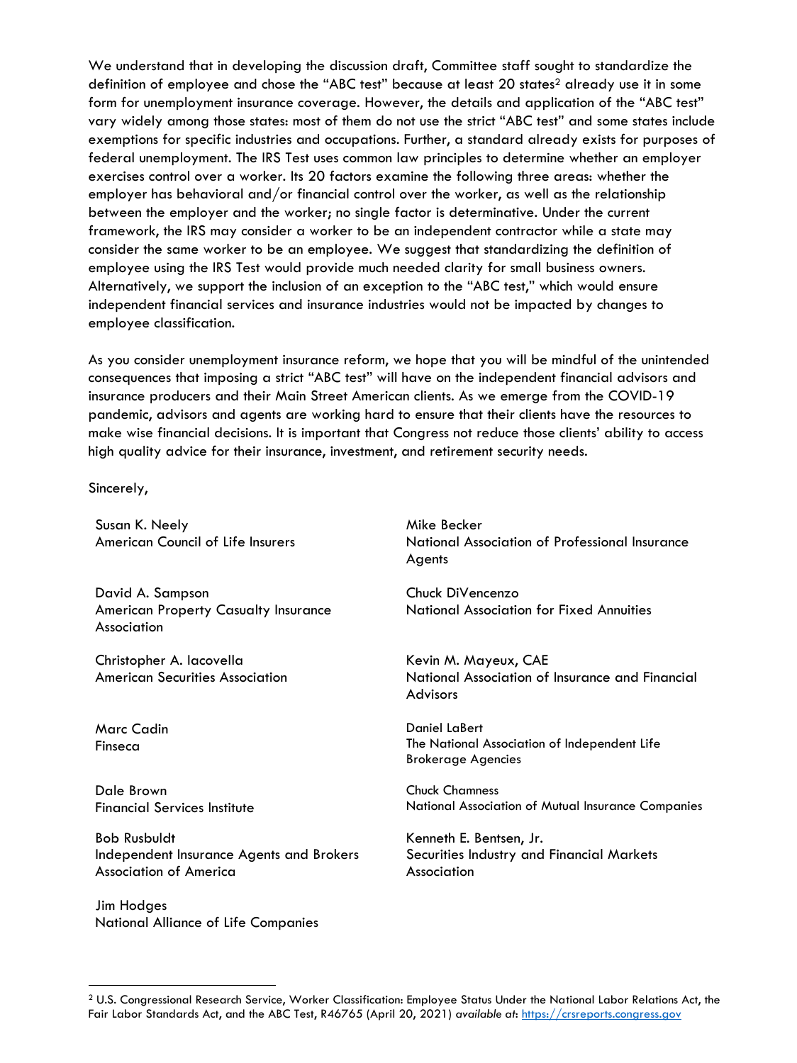We understand that in developing the discussion draft, Committee staff sought to standardize the definition of employee and chose the “ABC test” because at least 20 states[2] already use it in some form for unemployment insurance coverage. However, the details and application of the “ABC test” vary widely among those states: most of them do not use the strict “ABC test” and some states include exemptions for specific industries and occupations. Further, a standard already exists for purposes of federal unemployment. The IRS Test uses common law principles to determine whether an employer exercises control over a worker. Its 20 factors examine the following three areas: whether the employer has behavioral and/or financial control over the worker, as well as the relationship between the employer and the worker; no single factor is determinative. Under the current framework, the IRS may consider a worker to be an independent contractor while a state may consider the same worker to be an employee. We suggest that standardizing the definition of employee using the IRS Test would provide much needed clarity for small business owners. Alternatively, we support the inclusion of an exception to the “ABC test,” which would ensure independent financial services and insurance industries would not be impacted by changes to employee classification.

As you consider unemployment insurance reform, we hope that you will be mindful of the unintended consequences that imposing a strict “ABC test” will have on the independent financial advisors and insurance producers and their Main Street American clients. As we emerge from the COVID-19 pandemic, advisors and agents are working hard to ensure that their clients have the resources to make wise financial decisions. It is important that Congress not reduce those clients’ ability to access high quality advice for their insurance, investment, and retirement security needs.

Sincerely,

Susan K. Neely
American Council of Life Insurers

David A. Sampson
American Property Casualty Insurance Association

Christopher A. Iacovella
American Securities Association

Marc Cadin
Finseca

Dale Brown
Financial Services Institute

Bob Rusbuldt
Independent Insurance Agents and Brokers Association of America

Jim Hodges
National Alliance of Life Companies

Mike Becker
National Association of Professional Insurance Agents

Chuck DiVencenzo
National Association for Fixed Annuities

Kevin M. Mayeux, CAE
National Association of Insurance and Financial Advisors

Daniel LaBert
The National Association of Independent Life Brokerage Agencies

Chuck Chamness
National Association of Mutual Insurance Companies

Kenneth E. Bentsen, Jr.
Securities Industry and Financial Markets Association

---

[2] U.S. Congressional Research Service, Worker Classification: Employee Status Under the National Labor Relations Act, the Fair Labor Standards Act, and the ABC Test, R46765 (April 20, 2021) *available at*: https://crsreports.congress.gov